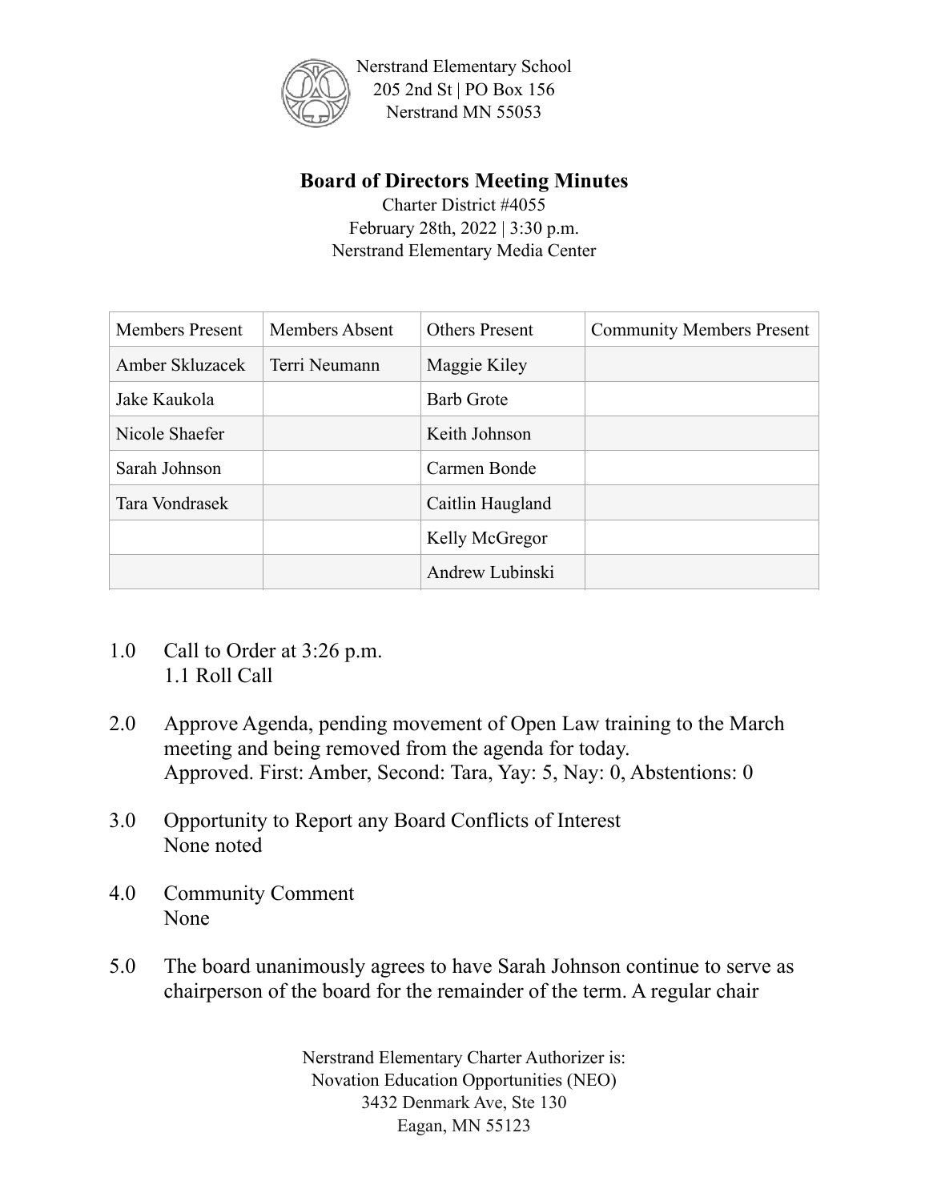Nerstrand Elementary School
205 2nd St | PO Box 156
Nerstrand MN 55053

# Board of Directors Meeting Minutes

Charter District #4055
February 28th, 2022 | 3:30 p.m.
Nerstrand Elementary Media Center

| Members Present | Members Absent | Others Present | Community Members Present |
|---|---|---|---|
| Amber Skluzacek | Terri Neumann | Maggie Kiley | |
| Jake Kaukola | | Barb Grote | |
| Nicole Shaefer | | Keith Johnson | |
| Sarah Johnson | | Carmen Bonde | |
| Tara Vondrasek | | Caitlin Haugland | |
| | | Kelly McGregor | |
| | | Andrew Lubinski | |

1.0 Call to Order at 3:26 p.m.
    1.1 Roll Call

2.0 Approve Agenda, pending movement of Open Law training to the March meeting and being removed from the agenda for today.
    Approved. First: Amber, Second: Tara, Yay: 5, Nay: 0, Abstentions: 0

3.0 Opportunity to Report any Board Conflicts of Interest
    None noted

4.0 Community Comment
    None

5.0 The board unanimously agrees to have Sarah Johnson continue to serve as chairperson of the board for the remainder of the term. A regular chair

Nerstrand Elementary Charter Authorizer is:
Novation Education Opportunities (NEO)
3432 Denmark Ave, Ste 130
Eagan, MN 55123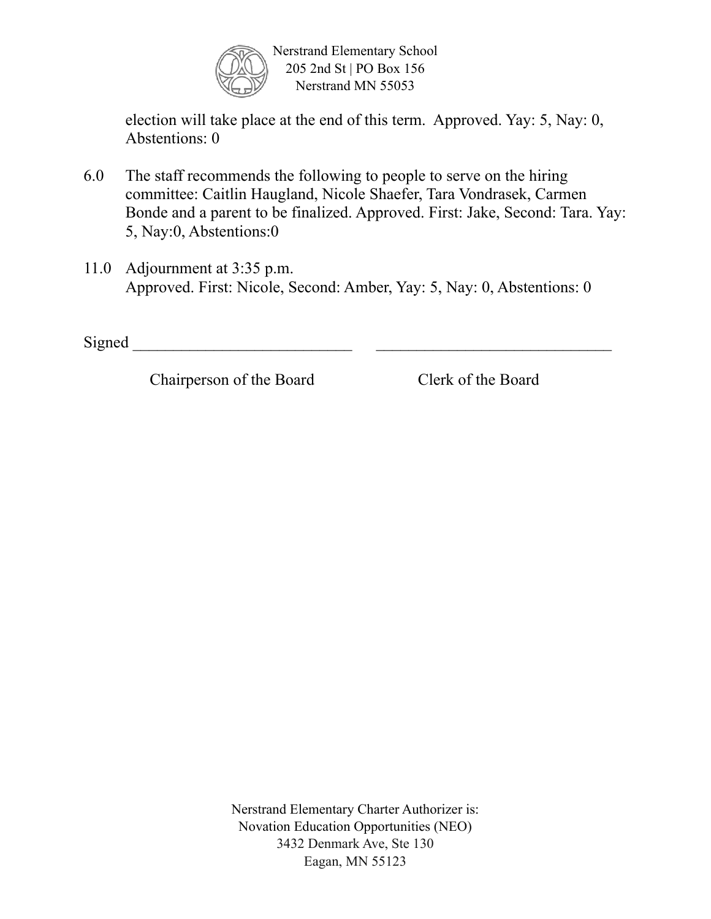election will take place at the end of this term. Approved. Yay: 5, Nay: 0, Abstentions: 0

6.0 The staff recommends the following to people to serve on the hiring committee: Caitlin Haugland, Nicole Shaefer, Tara Vondrasek, Carmen Bonde and a parent to be finalized. Approved. First: Jake, Second: Tara. Yay: 5, Nay:0, Abstentions:0

11.0 Adjournment at 3:35 p.m.
Approved. First: Nicole, Second: Amber, Yay: 5, Nay: 0, Abstentions: 0

Signed ___________________________ _____________________________

Chairperson of the Board Clerk of the Board

Nerstrand Elementary Charter Authorizer is:
Novation Education Opportunities (NEO)
3432 Denmark Ave, Ste 130
Eagan, MN 55123